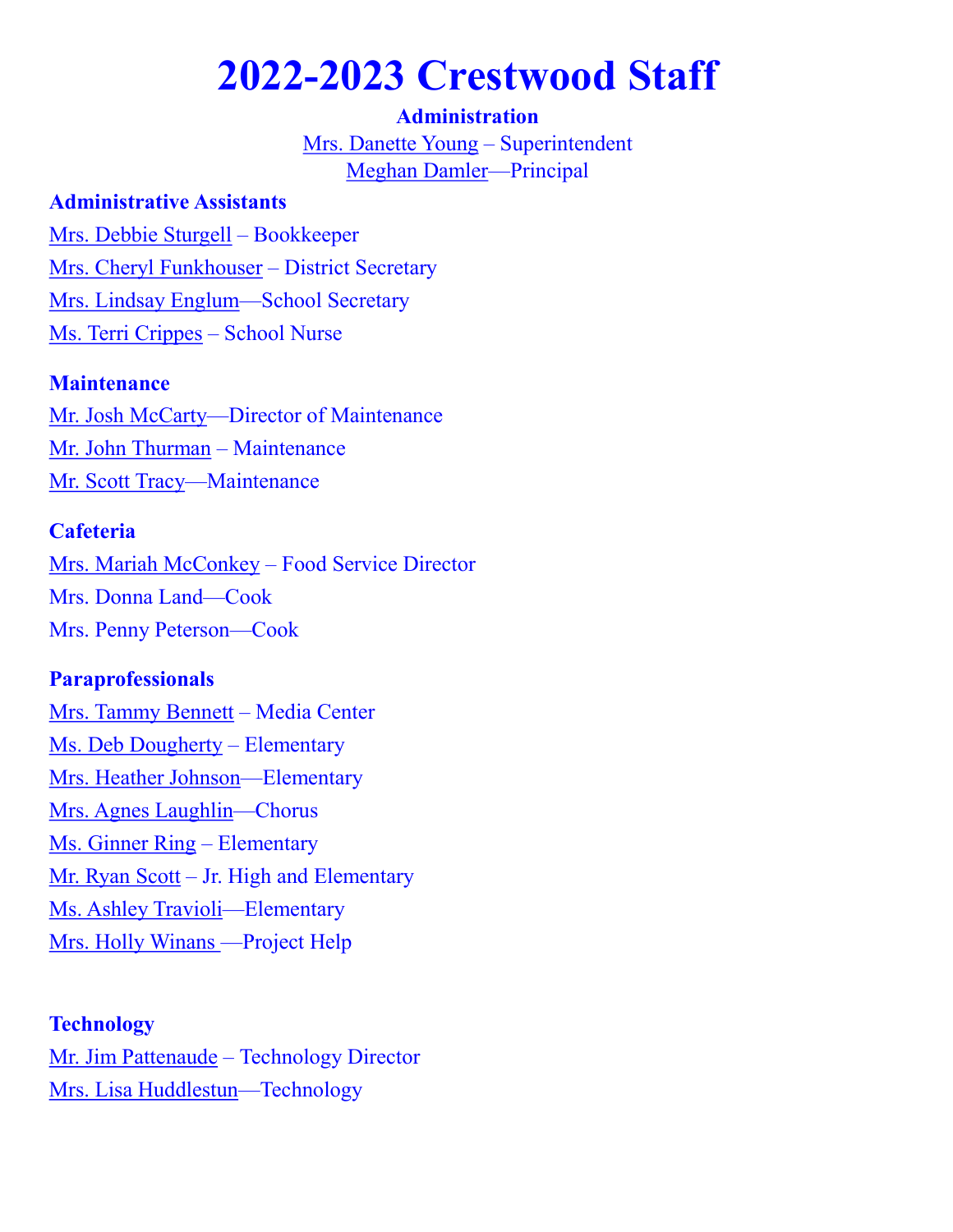# 2022-2023 Crestwood Staff

**Administration**

Mrs. Danette Young – Superintendent

Meghan Damler—Principal

### Administrative Assistants

Mrs. Debbie Sturgell – Bookkeeper

Mrs. Cheryl Funkhouser – District Secretary

Mrs. Lindsay Englum—School Secretary

Ms. Terri Crippes – School Nurse

### Maintenance

Mr. Josh McCarty—Director of Maintenance

Mr. John Thurman – Maintenance

Mr. Scott Tracy—Maintenance

### Cafeteria

Mrs. Mariah McConkey – Food Service Director

Mrs. Donna Land—Cook

Mrs. Penny Peterson—Cook

### Paraprofessionals

Mrs. Tammy Bennett – Media Center

Ms. Deb Dougherty – Elementary

Mrs. Heather Johnson—Elementary

Mrs. Agnes Laughlin—Chorus

Ms. Ginner Ring – Elementary

Mr. Ryan Scott – Jr. High and Elementary

Ms. Ashley Travioli—Elementary

Mrs. Holly Winans —Project Help

### Technology

Mr. Jim Pattenaude – Technology Director

Mrs. Lisa Huddlestun—Technology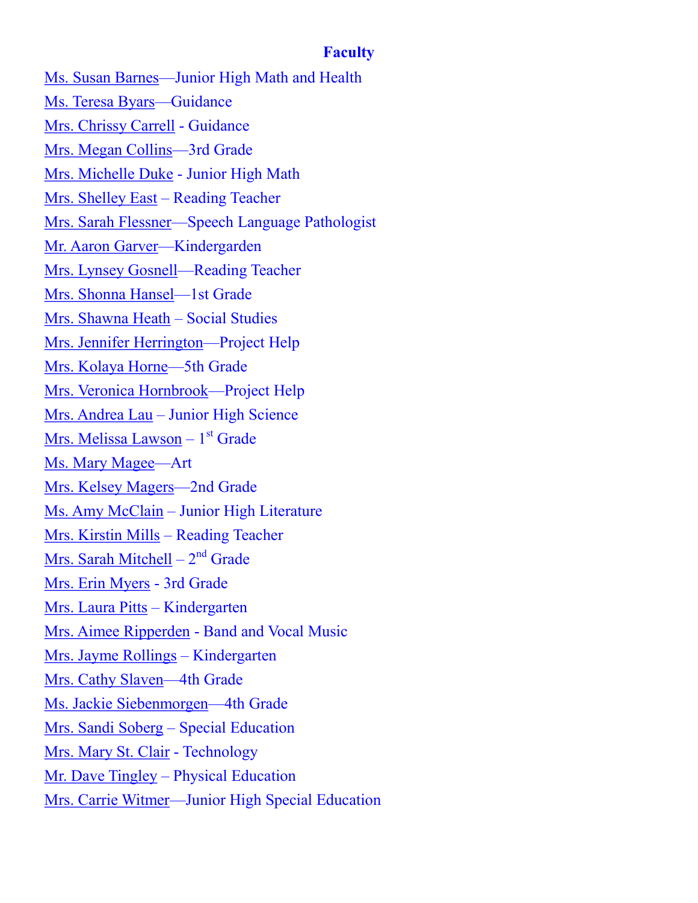## Faculty

Ms. Susan Barnes—Junior High Math and Health

Ms. Teresa Byars—Guidance

Mrs. Chrissy Carrell - Guidance

Mrs. Megan Collins—3rd Grade

Mrs. Michelle Duke - Junior High Math

Mrs. Shelley East – Reading Teacher

Mrs. Sarah Flessner—Speech Language Pathologist

Mr. Aaron Garver—Kindergarden

Mrs. Lynsey Gosnell—Reading Teacher

Mrs. Shonna Hansel—1st Grade

Mrs. Shawna Heath – Social Studies

Mrs. Jennifer Herrington—Project Help

Mrs. Kolaya Horne—5th Grade

Mrs. Veronica Hornbrook—Project Help

Mrs. Andrea Lau – Junior High Science

Mrs. Melissa Lawson – 1st Grade

Ms. Mary Magee—Art

Mrs. Kelsey Magers—2nd Grade

Ms. Amy McClain – Junior High Literature

Mrs. Kirstin Mills – Reading Teacher

Mrs. Sarah Mitchell – 2nd Grade

Mrs. Erin Myers - 3rd Grade

Mrs. Laura Pitts – Kindergarten

Mrs. Aimee Ripperden - Band and Vocal Music

Mrs. Jayme Rollings – Kindergarten

Mrs. Cathy Slaven—4th Grade

Ms. Jackie Siebenmorgen—4th Grade

Mrs. Sandi Soberg – Special Education

Mrs. Mary St. Clair - Technology

Mr. Dave Tingley – Physical Education

Mrs. Carrie Witmer—Junior High Special Education